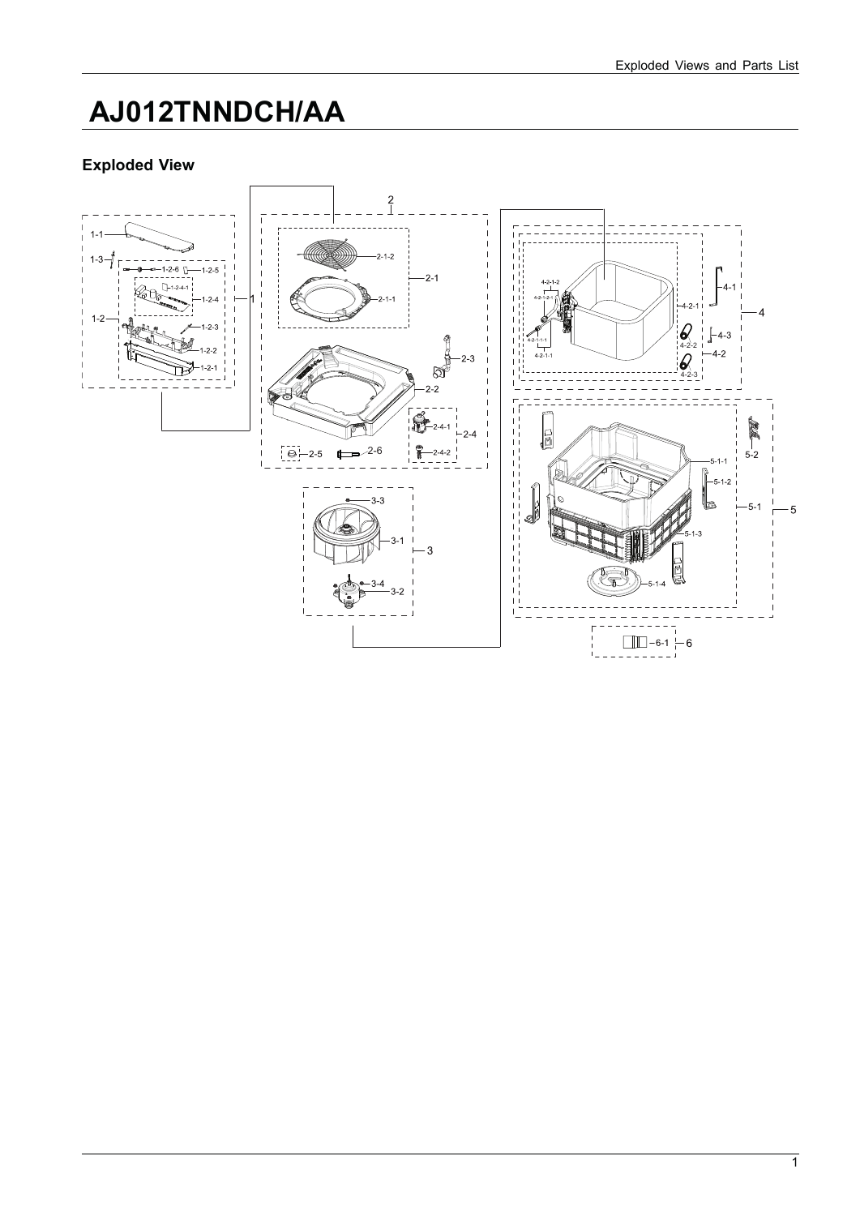# AJ012TNNDCH/AA

## Exploded View

1-1
1-3
1-2-6
1-2-5
1-2-4-1
1-2-4
1
1-2
1-2-3
1-2-2
1-2-1
2
2-1-2
2-1
2-1-1
2-3
2-2
2-4-1
2-4
2-5
2-6
2-4-2
3-3
3-1
3
3-4
3-2
4-2-1-2
4-2-1-2-1
4-2-1-1-1
4-2-1-1
4-2-1
4-1
4
4-2-2
4-3
4-2
4-2-3
5-2
5-1-1
5-1-2
5-1
5
5-1-3
5-1-4
6-1
6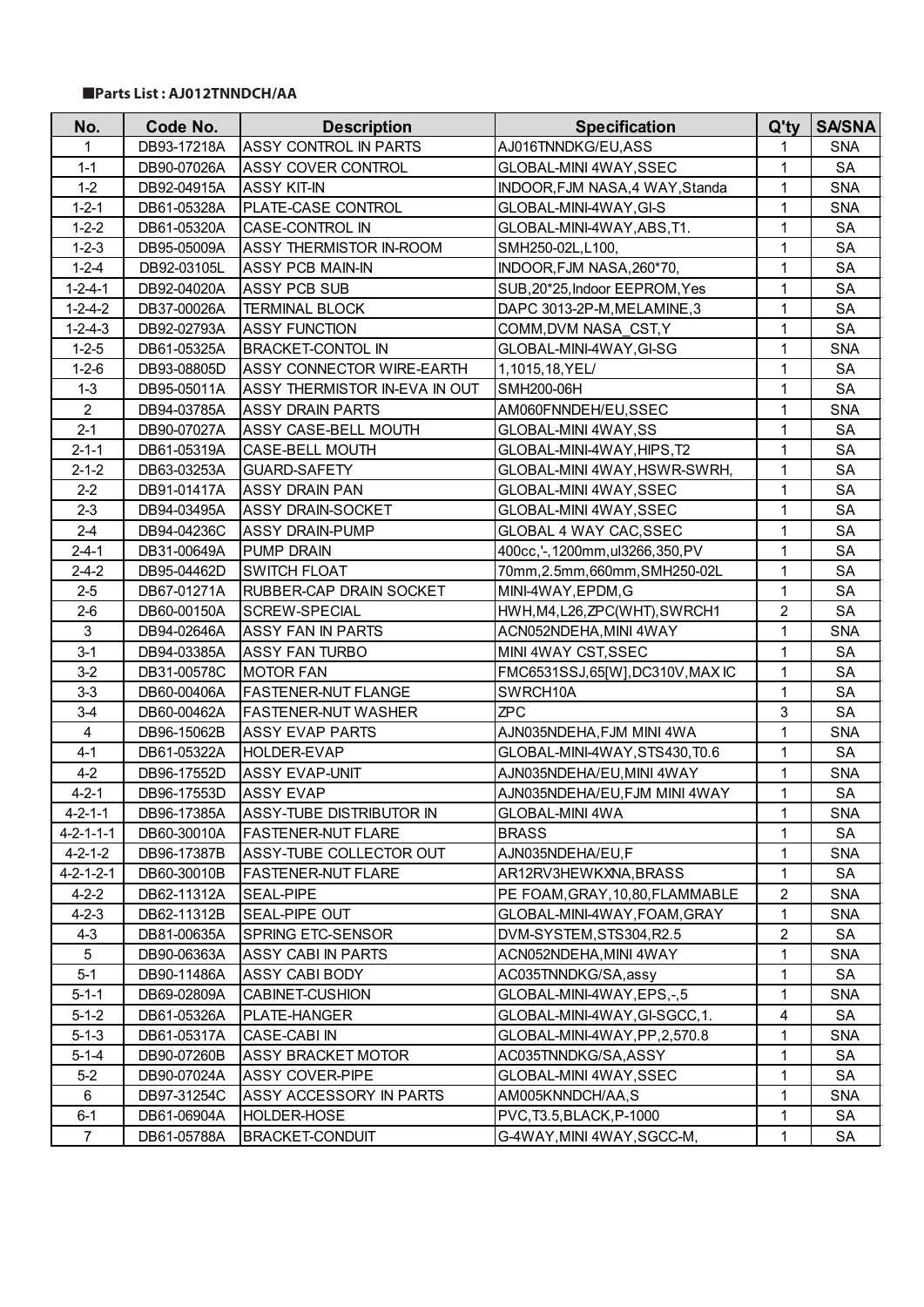■**Parts List : AJ012TNNDCH/AA**

| No. | Code No. | Description | Specification | Q'ty | SA/SNA |
|---|---|---|---|---|---|
| 1 | DB93-17218A | ASSY CONTROL IN PARTS | AJ016TNNDKG/EU,ASS | 1 | SNA |
| 1-1 | DB90-07026A | ASSY COVER CONTROL | GLOBAL-MINI 4WAY,SSEC | 1 | SA |
| 1-2 | DB92-04915A | ASSY KIT-IN | INDOOR,FJM NASA,4 WAY,Standa | 1 | SNA |
| 1-2-1 | DB61-05328A | PLATE-CASE CONTROL | GLOBAL-MINI-4WAY,GI-S | 1 | SNA |
| 1-2-2 | DB61-05320A | CASE-CONTROL IN | GLOBAL-MINI-4WAY,ABS,T1. | 1 | SA |
| 1-2-3 | DB95-05009A | ASSY THERMISTOR IN-ROOM | SMH250-02L,L100, | 1 | SA |
| 1-2-4 | DB92-03105L | ASSY PCB MAIN-IN | INDOOR,FJM NASA,260*70, | 1 | SA |
| 1-2-4-1 | DB92-04020A | ASSY PCB SUB | SUB,20*25,Indoor EEPROM,Yes | 1 | SA |
| 1-2-4-2 | DB37-00026A | TERMINAL BLOCK | DAPC 3013-2P-M,MELAMINE,3 | 1 | SA |
| 1-2-4-3 | DB92-02793A | ASSY FUNCTION | COMM,DVM NASA_CST,Y | 1 | SA |
| 1-2-5 | DB61-05325A | BRACKET-CONTOL IN | GLOBAL-MINI-4WAY,GI-SG | 1 | SNA |
| 1-2-6 | DB93-08805D | ASSY CONNECTOR WIRE-EARTH | 1,1015,18,YEL/ | 1 | SA |
| 1-3 | DB95-05011A | ASSY THERMISTOR IN-EVA IN OUT | SMH200-06H | 1 | SA |
| 2 | DB94-03785A | ASSY DRAIN PARTS | AM060FNNDEH/EU,SSEC | 1 | SNA |
| 2-1 | DB90-07027A | ASSY CASE-BELL MOUTH | GLOBAL-MINI 4WAY,SS | 1 | SA |
| 2-1-1 | DB61-05319A | CASE-BELL MOUTH | GLOBAL-MINI-4WAY,HIPS,T2 | 1 | SA |
| 2-1-2 | DB63-03253A | GUARD-SAFETY | GLOBAL-MINI 4WAY,HSWR-SWRH, | 1 | SA |
| 2-2 | DB91-01417A | ASSY DRAIN PAN | GLOBAL-MINI 4WAY,SSEC | 1 | SA |
| 2-3 | DB94-03495A | ASSY DRAIN-SOCKET | GLOBAL-MINI 4WAY,SSEC | 1 | SA |
| 2-4 | DB94-04236C | ASSY DRAIN-PUMP | GLOBAL 4 WAY CAC,SSEC | 1 | SA |
| 2-4-1 | DB31-00649A | PUMP DRAIN | 400cc,'-,1200mm,ul3266,350,PV | 1 | SA |
| 2-4-2 | DB95-04462D | SWITCH FLOAT | 70mm,2.5mm,660mm,SMH250-02L | 1 | SA |
| 2-5 | DB67-01271A | RUBBER-CAP DRAIN SOCKET | MINI-4WAY,EPDM,G | 1 | SA |
| 2-6 | DB60-00150A | SCREW-SPECIAL | HWH,M4,L26,ZPC(WHT),SWRCH1 | 2 | SA |
| 3 | DB94-02646A | ASSY FAN IN PARTS | ACN052NDEHA,MINI 4WAY | 1 | SNA |
| 3-1 | DB94-03385A | ASSY FAN TURBO | MINI 4WAY CST,SSEC | 1 | SA |
| 3-2 | DB31-00578C | MOTOR FAN | FMC6531SSJ,65[W],DC310V,MAX IC | 1 | SA |
| 3-3 | DB60-00406A | FASTENER-NUT FLANGE | SWRCH10A | 1 | SA |
| 3-4 | DB60-00462A | FASTENER-NUT WASHER | ZPC | 3 | SA |
| 4 | DB96-15062B | ASSY EVAP PARTS | AJN035NDEHA,FJM MINI 4WA | 1 | SNA |
| 4-1 | DB61-05322A | HOLDER-EVAP | GLOBAL-MINI-4WAY,STS430,T0.6 | 1 | SA |
| 4-2 | DB96-17552D | ASSY EVAP-UNIT | AJN035NDEHA/EU,MINI 4WAY | 1 | SNA |
| 4-2-1 | DB96-17553D | ASSY EVAP | AJN035NDEHA/EU,FJM MINI 4WAY | 1 | SA |
| 4-2-1-1 | DB96-17385A | ASSY-TUBE DISTRIBUTOR IN | GLOBAL-MINI 4WA | 1 | SNA |
| 4-2-1-1-1 | DB60-30010A | FASTENER-NUT FLARE | BRASS | 1 | SA |
| 4-2-1-2 | DB96-17387B | ASSY-TUBE COLLECTOR OUT | AJN035NDEHA/EU,F | 1 | SNA |
| 4-2-1-2-1 | DB60-30010B | FASTENER-NUT FLARE | AR12RV3HEWKXNA,BRASS | 1 | SA |
| 4-2-2 | DB62-11312A | SEAL-PIPE | PE FOAM,GRAY,10,80,FLAMMABLE | 2 | SNA |
| 4-2-3 | DB62-11312B | SEAL-PIPE OUT | GLOBAL-MINI-4WAY,FOAM,GRAY | 1 | SNA |
| 4-3 | DB81-00635A | SPRING ETC-SENSOR | DVM-SYSTEM,STS304,R2.5 | 2 | SA |
| 5 | DB90-06363A | ASSY CABI IN PARTS | ACN052NDEHA,MINI 4WAY | 1 | SNA |
| 5-1 | DB90-11486A | ASSY CABI BODY | AC035TNNDKG/SA,assy | 1 | SA |
| 5-1-1 | DB69-02809A | CABINET-CUSHION | GLOBAL-MINI-4WAY,EPS,-,5 | 1 | SNA |
| 5-1-2 | DB61-05326A | PLATE-HANGER | GLOBAL-MINI-4WAY,GI-SGCC,1. | 4 | SA |
| 5-1-3 | DB61-05317A | CASE-CABI IN | GLOBAL-MINI-4WAY,PP,2,570.8 | 1 | SNA |
| 5-1-4 | DB90-07260B | ASSY BRACKET MOTOR | AC035TNNDKG/SA,ASSY | 1 | SA |
| 5-2 | DB90-07024A | ASSY COVER-PIPE | GLOBAL-MINI 4WAY,SSEC | 1 | SA |
| 6 | DB97-31254C | ASSY ACCESSORY IN PARTS | AM005KNNDCH/AA,S | 1 | SNA |
| 6-1 | DB61-06904A | HOLDER-HOSE | PVC,T3.5,BLACK,P-1000 | 1 | SA |
| 7 | DB61-05788A | BRACKET-CONDUIT | G-4WAY,MINI 4WAY,SGCC-M, | 1 | SA |